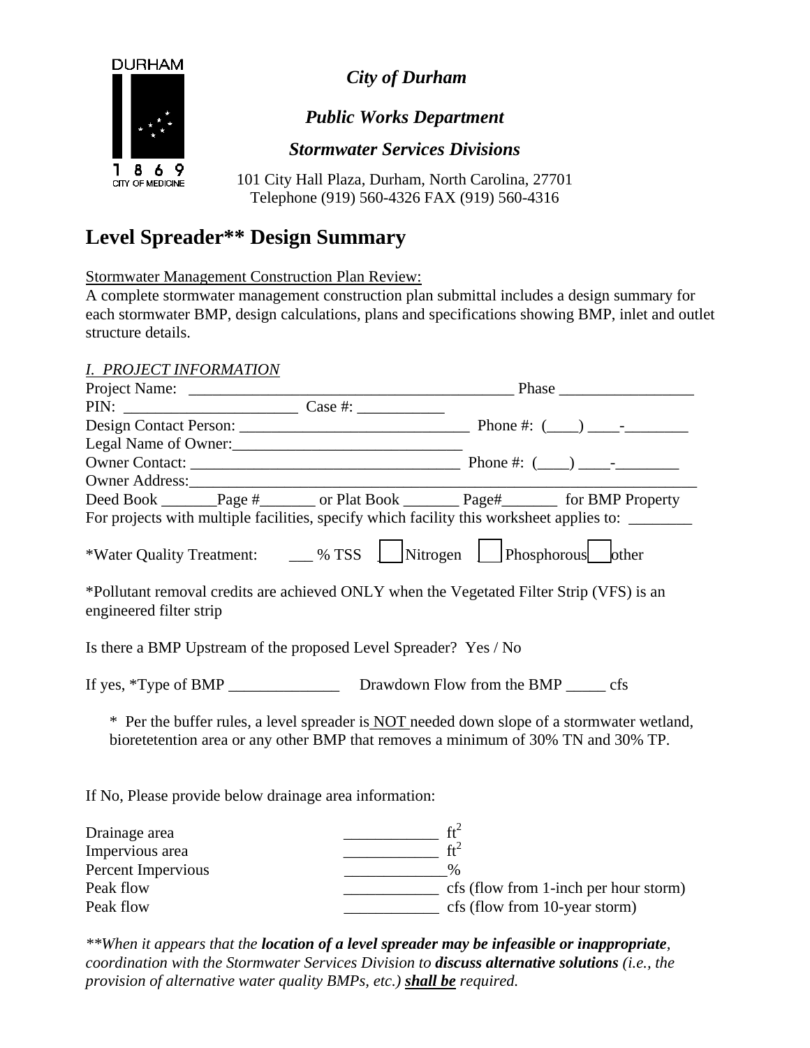*City of Durham*

*Public Works Department*

*Stormwater Services Divisions*

101 City Hall Plaza, Durham, North Carolina, 27701
Telephone (919) 560-4326 FAX (919) 560-4316

# Level Spreader** Design Summary

Stormwater Management Construction Plan Review:
A complete stormwater management construction plan submittal includes a design summary for each stormwater BMP, design calculations, plans and specifications showing BMP, inlet and outlet structure details.

*I. PROJECT INFORMATION*

Project Name: ___________________________________________ Phase _________________

PIN: _____________________ Case #: ___________

Design Contact Person: _____________________________ Phone #: (____) ____-________

Legal Name of Owner:_____________________________

Owner Contact: _________________________________ Phone #: (____) ____-________

Owner Address:_________________________________________________________________

Deed Book _______Page #_______ or Plat Book _______ Page#_______ for BMP Property

For projects with multiple facilities, specify which facility this worksheet applies to: ________

*Water Quality Treatment: ___ % TSS ☐ Nitrogen ☐ Phosphorous ☐ other

*Pollutant removal credits are achieved ONLY when the Vegetated Filter Strip (VFS) is an engineered filter strip

Is there a BMP Upstream of the proposed Level Spreader? Yes / No

If yes, *Type of BMP ______________ Drawdown Flow from the BMP _____ cfs

\* Per the buffer rules, a level spreader is NOT needed down slope of a stormwater wetland, bioretetention area or any other BMP that removes a minimum of 30% TN and 30% TP.

If No, Please provide below drainage area information:

| | | |
|---|---|---|
| Drainage area | ____________ | $ft^2$ |
| Impervious area | ____________ | $ft^2$ |
| Percent Impervious | _____________ | % |
| Peak flow | ____________ | cfs (flow from 1-inch per hour storm) |
| Peak flow | ____________ | cfs (flow from 10-year storm) |

*\*\*When it appears that the **location of a level spreader may be infeasible or inappropriate**, coordination with the Stormwater Services Division to **discuss alternative solutions** (i.e., the provision of alternative water quality BMPs, etc.) **shall be** required.*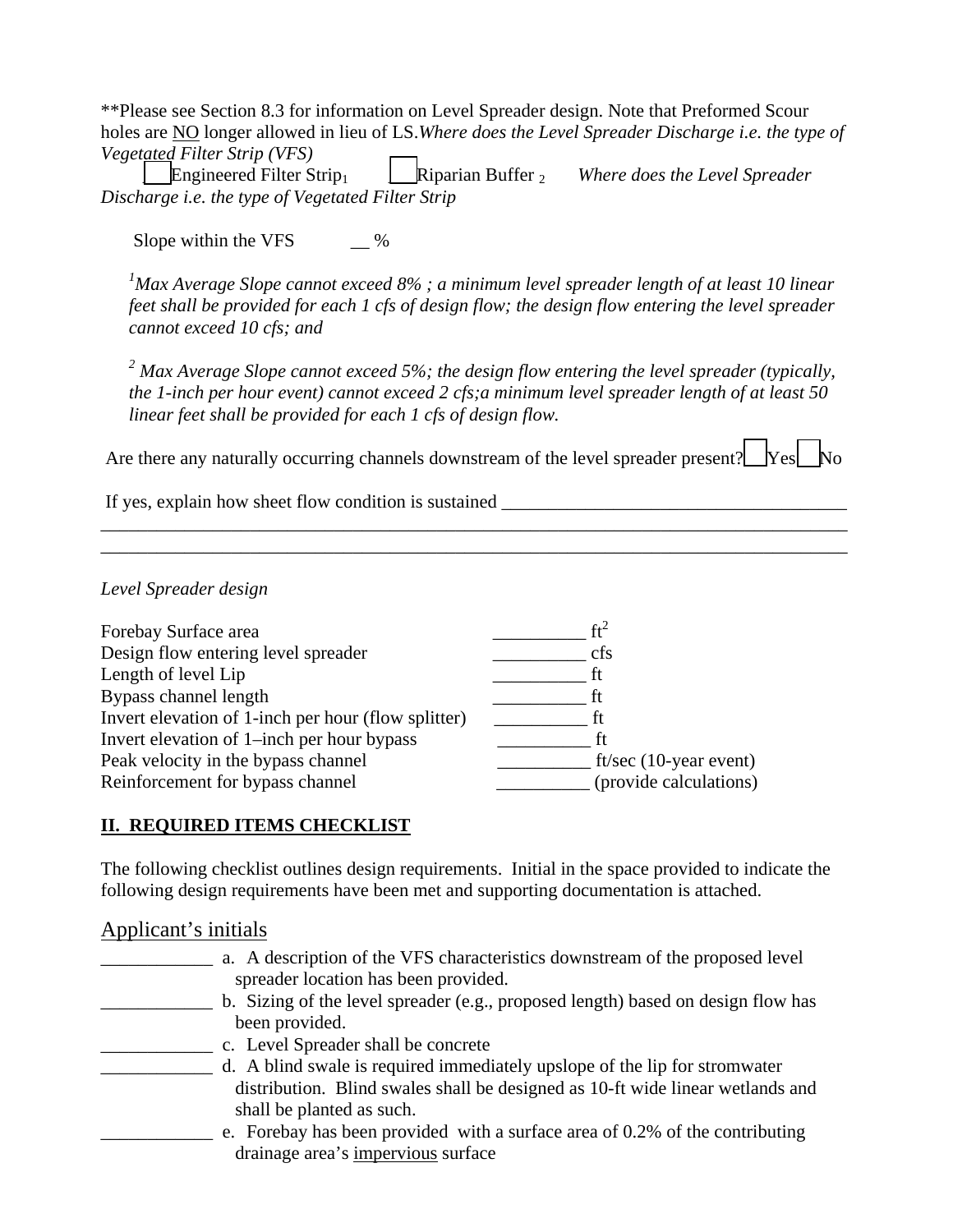**Please see Section 8.3 for information on Level Spreader design. Note that Preformed Scour holes are NO longer allowed in lieu of LS.*Where does the Level Spreader Discharge i.e. the type of Vegetated Filter Strip (VFS)*

☐ Engineered Filter Strip[1]     ☐ Riparian Buffer [2]     *Where does the Level Spreader Discharge i.e. the type of Vegetated Filter Strip*

Slope within the VFS __ %

*[1]Max Average Slope cannot exceed 8% ; a minimum level spreader length of at least 10 linear feet shall be provided for each 1 cfs of design flow; the design flow entering the level spreader cannot exceed 10 cfs; and*

*[2] Max Average Slope cannot exceed 5%; the design flow entering the level spreader (typically, the 1-inch per hour event) cannot exceed 2 cfs;a minimum level spreader length of at least 50 linear feet shall be provided for each 1 cfs of design flow.*

Are there any naturally occurring channels downstream of the level spreader present? ☐ Yes ☐ No

If yes, explain how sheet flow condition is sustained ______________________________________
____________________________________________________________________________________
____________________________________________________________________________________

*Level Spreader design*

| | |
|---|---|
| Forebay Surface area | __________ $ft^2$ |
| Design flow entering level spreader | __________ cfs |
| Length of level Lip | __________ ft |
| Bypass channel length | __________ ft |
| Invert elevation of 1-inch per hour (flow splitter) | __________ ft |
| Invert elevation of 1–inch per hour bypass | __________ ft |
| Peak velocity in the bypass channel | __________ ft/sec (10-year event) |
| Reinforcement for bypass channel | __________ (provide calculations) |

## II. REQUIRED ITEMS CHECKLIST

The following checklist outlines design requirements. Initial in the space provided to indicate the following design requirements have been met and supporting documentation is attached.

Applicant's initials

____________ a. A description of the VFS characteristics downstream of the proposed level spreader location has been provided.

____________ b. Sizing of the level spreader (e.g., proposed length) based on design flow has been provided.

____________ c. Level Spreader shall be concrete

____________ d. A blind swale is required immediately upslope of the lip for stromwater distribution. Blind swales shall be designed as 10-ft wide linear wetlands and shall be planted as such.

____________ e. Forebay has been provided with a surface area of 0.2% of the contributing drainage area's impervious surface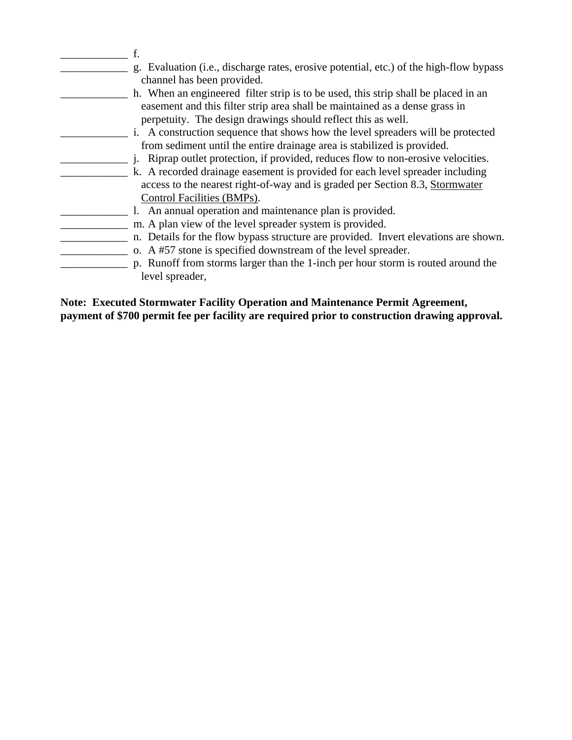____________ f.

____________ g. Evaluation (i.e., discharge rates, erosive potential, etc.) of the high-flow bypass channel has been provided.

____________ h. When an engineered filter strip is to be used, this strip shall be placed in an easement and this filter strip area shall be maintained as a dense grass in perpetuity. The design drawings should reflect this as well.

____________ i. A construction sequence that shows how the level spreaders will be protected from sediment until the entire drainage area is stabilized is provided.

____________ j. Riprap outlet protection, if provided, reduces flow to non-erosive velocities.

____________ k. A recorded drainage easement is provided for each level spreader including access to the nearest right-of-way and is graded per Section 8.3, Stormwater Control Facilities (BMPs).

____________ l. An annual operation and maintenance plan is provided.

____________ m. A plan view of the level spreader system is provided.

____________ n. Details for the flow bypass structure are provided. Invert elevations are shown.

____________ o. A #57 stone is specified downstream of the level spreader.

____________ p. Runoff from storms larger than the 1-inch per hour storm is routed around the level spreader,

**Note: Executed Stormwater Facility Operation and Maintenance Permit Agreement, payment of $700 permit fee per facility are required prior to construction drawing approval.**